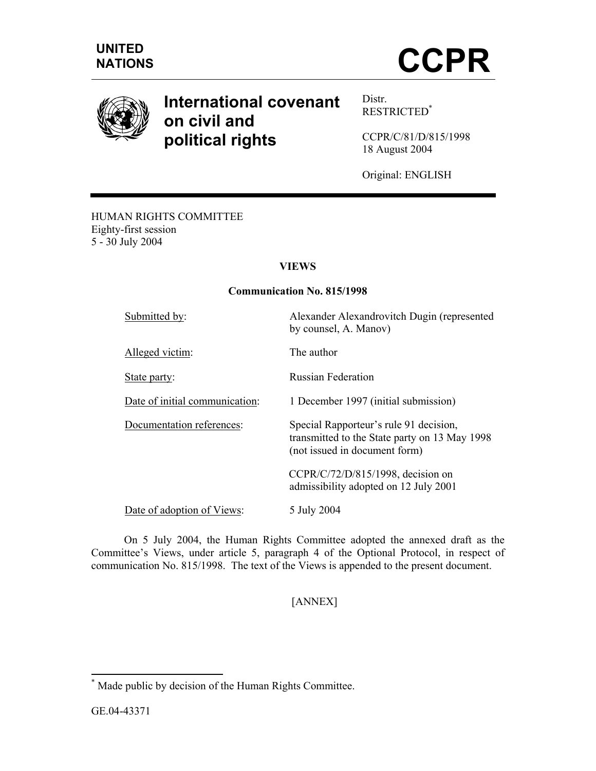UNITED NATIONS

# CCPR

## International covenant on civil and political rights

Distr.
RESTRICTED[*]

CCPR/C/81/D/815/1998
18 August 2004

Original: ENGLISH

HUMAN RIGHTS COMMITTEE
Eighty-first session
5 - 30 July 2004

**VIEWS**

**Communication No. 815/1998**

| | |
|---|---|
| Submitted by: | Alexander Alexandrovitch Dugin (represented by counsel, A. Manov) |
| Alleged victim: | The author |
| State party: | Russian Federation |
| Date of initial communication: | 1 December 1997 (initial submission) |
| Documentation references: | Special Rapporteur's rule 91 decision, transmitted to the State party on 13 May 1998 (not issued in document form) |
| | CCPR/C/72/D/815/1998, decision on admissibility adopted on 12 July 2001 |
| Date of adoption of Views: | 5 July 2004 |

On 5 July 2004, the Human Rights Committee adopted the annexed draft as the Committee's Views, under article 5, paragraph 4 of the Optional Protocol, in respect of communication No. 815/1998. The text of the Views is appended to the present document.

[ANNEX]

[*] Made public by decision of the Human Rights Committee.

GE.04-43371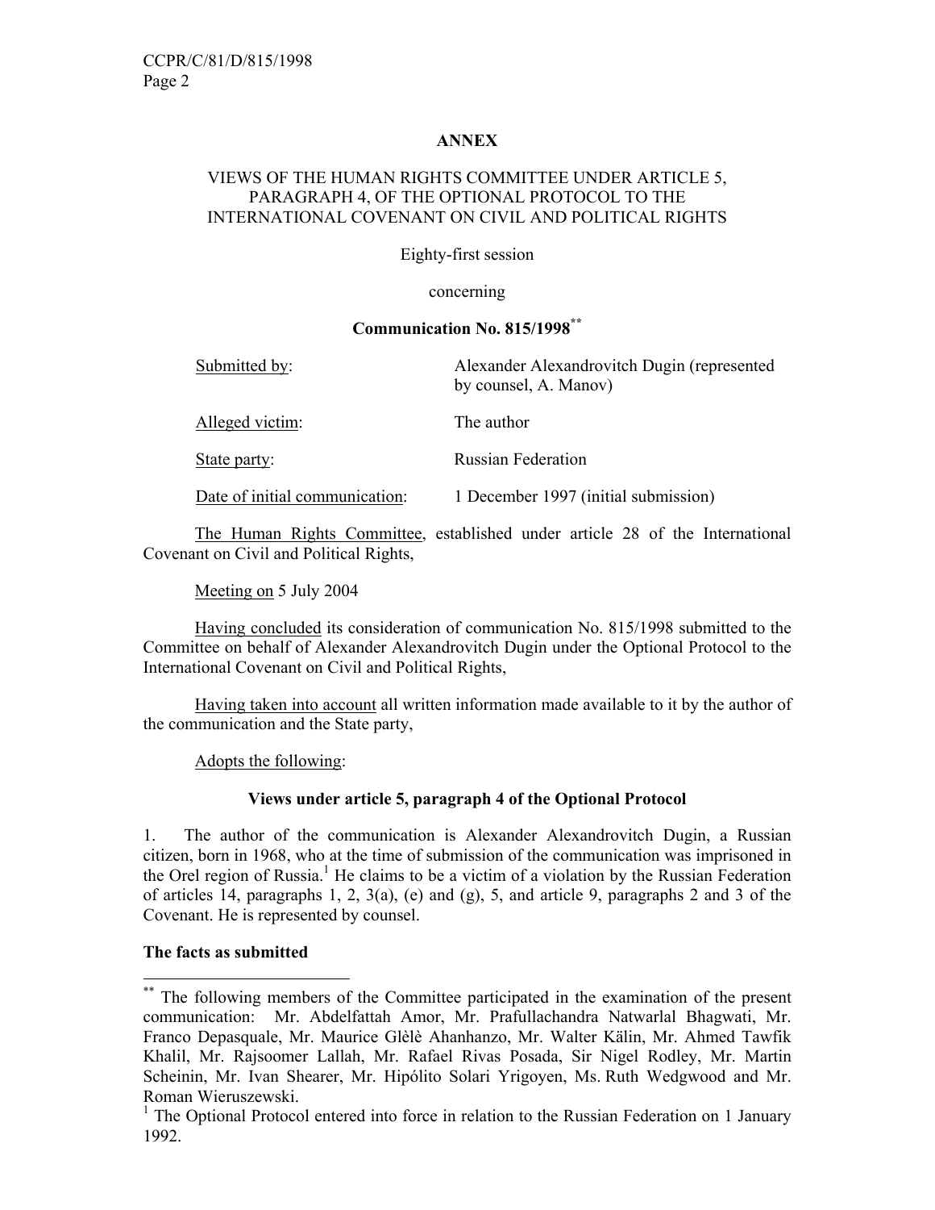## ANNEX

### VIEWS OF THE HUMAN RIGHTS COMMITTEE UNDER ARTICLE 5, PARAGRAPH 4, OF THE OPTIONAL PROTOCOL TO THE INTERNATIONAL COVENANT ON CIVIL AND POLITICAL RIGHTS

Eighty-first session

concerning

**Communication No. 815/1998**[**]

| | |
|---|---|
| Submitted by: | Alexander Alexandrovitch Dugin (represented by counsel, A. Manov) |
| Alleged victim: | The author |
| State party: | Russian Federation |
| Date of initial communication: | 1 December 1997 (initial submission) |

The Human Rights Committee, established under article 28 of the International Covenant on Civil and Political Rights,

Meeting on 5 July 2004

Having concluded its consideration of communication No. 815/1998 submitted to the Committee on behalf of Alexander Alexandrovitch Dugin under the Optional Protocol to the International Covenant on Civil and Political Rights,

Having taken into account all written information made available to it by the author of the communication and the State party,

Adopts the following:

**Views under article 5, paragraph 4 of the Optional Protocol**

1. The author of the communication is Alexander Alexandrovitch Dugin, a Russian citizen, born in 1968, who at the time of submission of the communication was imprisoned in the Orel region of Russia.[1] He claims to be a victim of a violation by the Russian Federation of articles 14, paragraphs 1, 2, 3(a), (e) and (g), 5, and article 9, paragraphs 2 and 3 of the Covenant. He is represented by counsel.

**The facts as submitted**

---

[**] The following members of the Committee participated in the examination of the present communication: Mr. Abdelfattah Amor, Mr. Prafullachandra Natwarlal Bhagwati, Mr. Franco Depasquale, Mr. Maurice Glèlè Ahanhanzo, Mr. Walter Kälin, Mr. Ahmed Tawfik Khalil, Mr. Rajsoomer Lallah, Mr. Rafael Rivas Posada, Sir Nigel Rodley, Mr. Martin Scheinin, Mr. Ivan Shearer, Mr. Hipólito Solari Yrigoyen, Ms. Ruth Wedgwood and Mr. Roman Wieruszewski.

[1] The Optional Protocol entered into force in relation to the Russian Federation on 1 January 1992.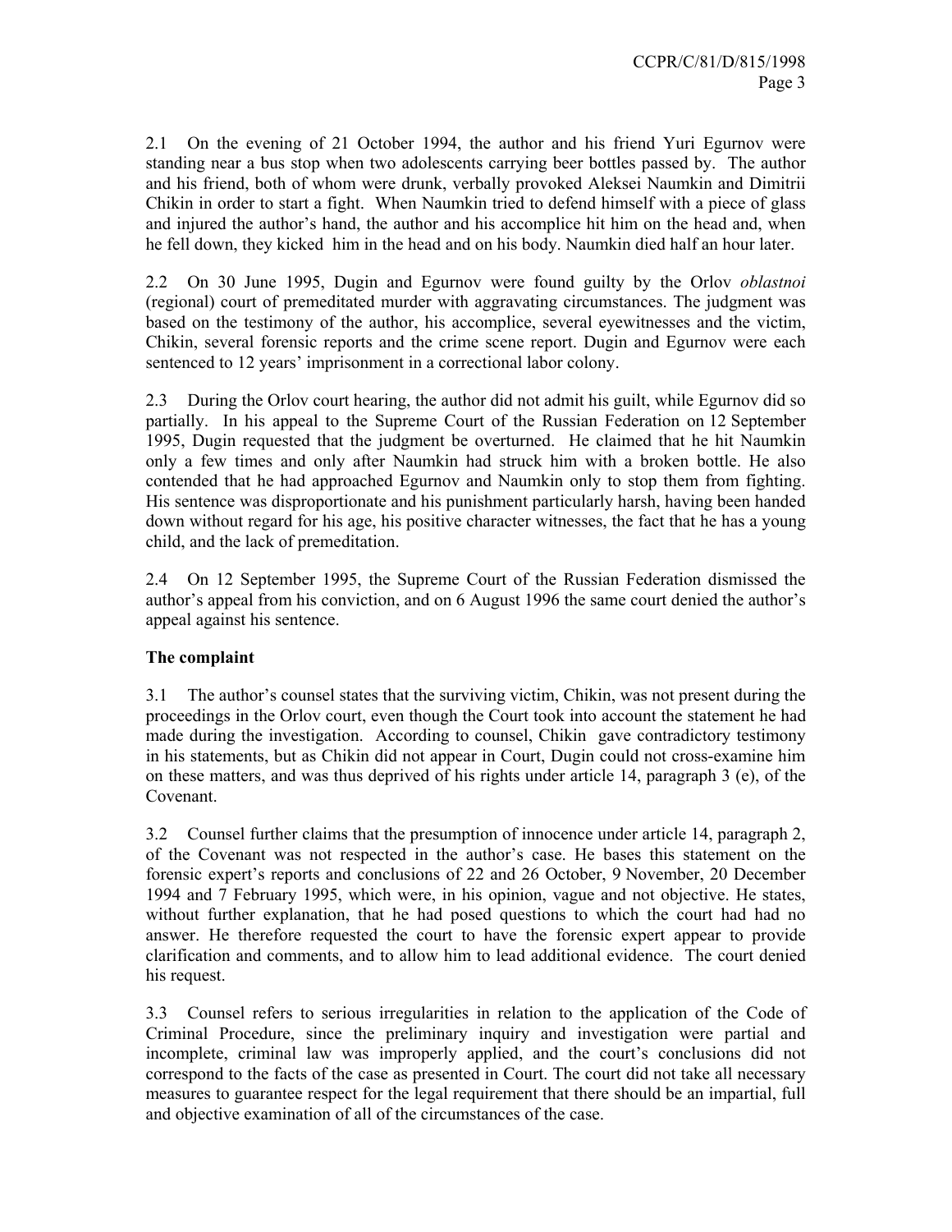2.1 On the evening of 21 October 1994, the author and his friend Yuri Egurnov were standing near a bus stop when two adolescents carrying beer bottles passed by. The author and his friend, both of whom were drunk, verbally provoked Aleksei Naumkin and Dimitrii Chikin in order to start a fight. When Naumkin tried to defend himself with a piece of glass and injured the author's hand, the author and his accomplice hit him on the head and, when he fell down, they kicked him in the head and on his body. Naumkin died half an hour later.

2.2 On 30 June 1995, Dugin and Egurnov were found guilty by the Orlov *oblastnoi* (regional) court of premeditated murder with aggravating circumstances. The judgment was based on the testimony of the author, his accomplice, several eyewitnesses and the victim, Chikin, several forensic reports and the crime scene report. Dugin and Egurnov were each sentenced to 12 years' imprisonment in a correctional labor colony.

2.3 During the Orlov court hearing, the author did not admit his guilt, while Egurnov did so partially. In his appeal to the Supreme Court of the Russian Federation on 12 September 1995, Dugin requested that the judgment be overturned. He claimed that he hit Naumkin only a few times and only after Naumkin had struck him with a broken bottle. He also contended that he had approached Egurnov and Naumkin only to stop them from fighting. His sentence was disproportionate and his punishment particularly harsh, having been handed down without regard for his age, his positive character witnesses, the fact that he has a young child, and the lack of premeditation.

2.4 On 12 September 1995, the Supreme Court of the Russian Federation dismissed the author's appeal from his conviction, and on 6 August 1996 the same court denied the author's appeal against his sentence.

**The complaint**

3.1 The author's counsel states that the surviving victim, Chikin, was not present during the proceedings in the Orlov court, even though the Court took into account the statement he had made during the investigation. According to counsel, Chikin gave contradictory testimony in his statements, but as Chikin did not appear in Court, Dugin could not cross-examine him on these matters, and was thus deprived of his rights under article 14, paragraph 3 (e), of the Covenant.

3.2 Counsel further claims that the presumption of innocence under article 14, paragraph 2, of the Covenant was not respected in the author's case. He bases this statement on the forensic expert's reports and conclusions of 22 and 26 October, 9 November, 20 December 1994 and 7 February 1995, which were, in his opinion, vague and not objective. He states, without further explanation, that he had posed questions to which the court had had no answer. He therefore requested the court to have the forensic expert appear to provide clarification and comments, and to allow him to lead additional evidence. The court denied his request.

3.3 Counsel refers to serious irregularities in relation to the application of the Code of Criminal Procedure, since the preliminary inquiry and investigation were partial and incomplete, criminal law was improperly applied, and the court's conclusions did not correspond to the facts of the case as presented in Court. The court did not take all necessary measures to guarantee respect for the legal requirement that there should be an impartial, full and objective examination of all of the circumstances of the case.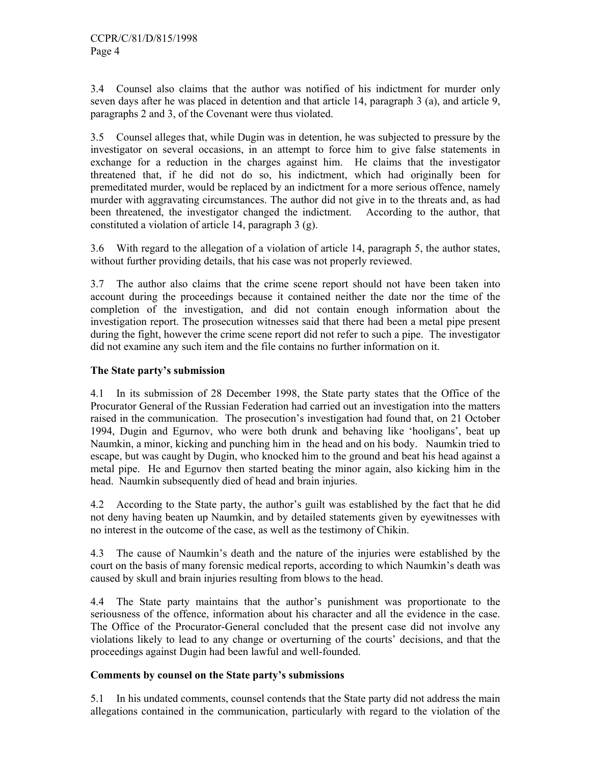3.4 Counsel also claims that the author was notified of his indictment for murder only seven days after he was placed in detention and that article 14, paragraph 3 (a), and article 9, paragraphs 2 and 3, of the Covenant were thus violated.

3.5 Counsel alleges that, while Dugin was in detention, he was subjected to pressure by the investigator on several occasions, in an attempt to force him to give false statements in exchange for a reduction in the charges against him. He claims that the investigator threatened that, if he did not do so, his indictment, which had originally been for premeditated murder, would be replaced by an indictment for a more serious offence, namely murder with aggravating circumstances. The author did not give in to the threats and, as had been threatened, the investigator changed the indictment. According to the author, that constituted a violation of article 14, paragraph 3 (g).

3.6 With regard to the allegation of a violation of article 14, paragraph 5, the author states, without further providing details, that his case was not properly reviewed.

3.7 The author also claims that the crime scene report should not have been taken into account during the proceedings because it contained neither the date nor the time of the completion of the investigation, and did not contain enough information about the investigation report. The prosecution witnesses said that there had been a metal pipe present during the fight, however the crime scene report did not refer to such a pipe. The investigator did not examine any such item and the file contains no further information on it.

**The State party's submission**

4.1 In its submission of 28 December 1998, the State party states that the Office of the Procurator General of the Russian Federation had carried out an investigation into the matters raised in the communication. The prosecution's investigation had found that, on 21 October 1994, Dugin and Egurnov, who were both drunk and behaving like 'hooligans', beat up Naumkin, a minor, kicking and punching him in the head and on his body. Naumkin tried to escape, but was caught by Dugin, who knocked him to the ground and beat his head against a metal pipe. He and Egurnov then started beating the minor again, also kicking him in the head. Naumkin subsequently died of head and brain injuries.

4.2 According to the State party, the author's guilt was established by the fact that he did not deny having beaten up Naumkin, and by detailed statements given by eyewitnesses with no interest in the outcome of the case, as well as the testimony of Chikin.

4.3 The cause of Naumkin's death and the nature of the injuries were established by the court on the basis of many forensic medical reports, according to which Naumkin's death was caused by skull and brain injuries resulting from blows to the head.

4.4 The State party maintains that the author's punishment was proportionate to the seriousness of the offence, information about his character and all the evidence in the case. The Office of the Procurator-General concluded that the present case did not involve any violations likely to lead to any change or overturning of the courts' decisions, and that the proceedings against Dugin had been lawful and well-founded.

**Comments by counsel on the State party's submissions**

5.1 In his undated comments, counsel contends that the State party did not address the main allegations contained in the communication, particularly with regard to the violation of the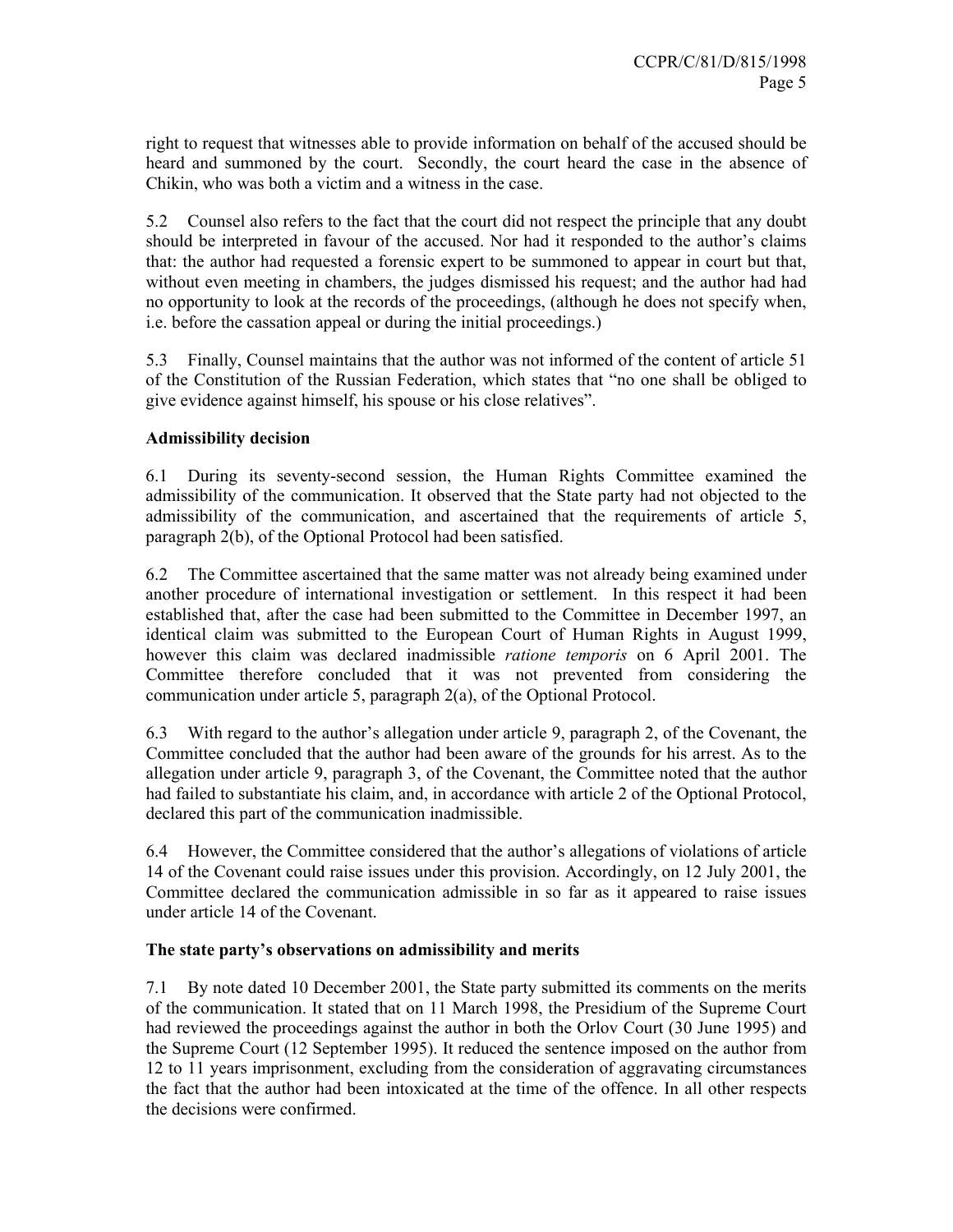right to request that witnesses able to provide information on behalf of the accused should be heard and summoned by the court. Secondly, the court heard the case in the absence of Chikin, who was both a victim and a witness in the case.

5.2 Counsel also refers to the fact that the court did not respect the principle that any doubt should be interpreted in favour of the accused. Nor had it responded to the author's claims that: the author had requested a forensic expert to be summoned to appear in court but that, without even meeting in chambers, the judges dismissed his request; and the author had had no opportunity to look at the records of the proceedings, (although he does not specify when, i.e. before the cassation appeal or during the initial proceedings.)

5.3 Finally, Counsel maintains that the author was not informed of the content of article 51 of the Constitution of the Russian Federation, which states that "no one shall be obliged to give evidence against himself, his spouse or his close relatives".

**Admissibility decision**

6.1 During its seventy-second session, the Human Rights Committee examined the admissibility of the communication. It observed that the State party had not objected to the admissibility of the communication, and ascertained that the requirements of article 5, paragraph 2(b), of the Optional Protocol had been satisfied.

6.2 The Committee ascertained that the same matter was not already being examined under another procedure of international investigation or settlement. In this respect it had been established that, after the case had been submitted to the Committee in December 1997, an identical claim was submitted to the European Court of Human Rights in August 1999, however this claim was declared inadmissible *ratione temporis* on 6 April 2001. The Committee therefore concluded that it was not prevented from considering the communication under article 5, paragraph 2(a), of the Optional Protocol.

6.3 With regard to the author's allegation under article 9, paragraph 2, of the Covenant, the Committee concluded that the author had been aware of the grounds for his arrest. As to the allegation under article 9, paragraph 3, of the Covenant, the Committee noted that the author had failed to substantiate his claim, and, in accordance with article 2 of the Optional Protocol, declared this part of the communication inadmissible.

6.4 However, the Committee considered that the author's allegations of violations of article 14 of the Covenant could raise issues under this provision. Accordingly, on 12 July 2001, the Committee declared the communication admissible in so far as it appeared to raise issues under article 14 of the Covenant.

**The state party's observations on admissibility and merits**

7.1 By note dated 10 December 2001, the State party submitted its comments on the merits of the communication. It stated that on 11 March 1998, the Presidium of the Supreme Court had reviewed the proceedings against the author in both the Orlov Court (30 June 1995) and the Supreme Court (12 September 1995). It reduced the sentence imposed on the author from 12 to 11 years imprisonment, excluding from the consideration of aggravating circumstances the fact that the author had been intoxicated at the time of the offence. In all other respects the decisions were confirmed.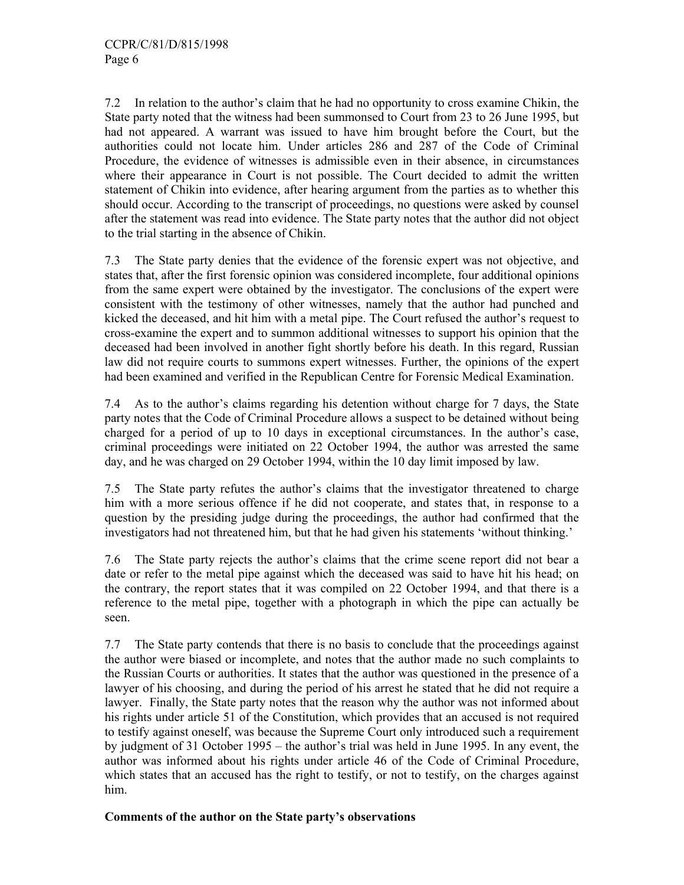7.2 In relation to the author's claim that he had no opportunity to cross examine Chikin, the State party noted that the witness had been summonsed to Court from 23 to 26 June 1995, but had not appeared. A warrant was issued to have him brought before the Court, but the authorities could not locate him. Under articles 286 and 287 of the Code of Criminal Procedure, the evidence of witnesses is admissible even in their absence, in circumstances where their appearance in Court is not possible. The Court decided to admit the written statement of Chikin into evidence, after hearing argument from the parties as to whether this should occur. According to the transcript of proceedings, no questions were asked by counsel after the statement was read into evidence. The State party notes that the author did not object to the trial starting in the absence of Chikin.

7.3 The State party denies that the evidence of the forensic expert was not objective, and states that, after the first forensic opinion was considered incomplete, four additional opinions from the same expert were obtained by the investigator. The conclusions of the expert were consistent with the testimony of other witnesses, namely that the author had punched and kicked the deceased, and hit him with a metal pipe. The Court refused the author's request to cross-examine the expert and to summon additional witnesses to support his opinion that the deceased had been involved in another fight shortly before his death. In this regard, Russian law did not require courts to summons expert witnesses. Further, the opinions of the expert had been examined and verified in the Republican Centre for Forensic Medical Examination.

7.4 As to the author's claims regarding his detention without charge for 7 days, the State party notes that the Code of Criminal Procedure allows a suspect to be detained without being charged for a period of up to 10 days in exceptional circumstances. In the author's case, criminal proceedings were initiated on 22 October 1994, the author was arrested the same day, and he was charged on 29 October 1994, within the 10 day limit imposed by law.

7.5 The State party refutes the author's claims that the investigator threatened to charge him with a more serious offence if he did not cooperate, and states that, in response to a question by the presiding judge during the proceedings, the author had confirmed that the investigators had not threatened him, but that he had given his statements 'without thinking.'

7.6 The State party rejects the author's claims that the crime scene report did not bear a date or refer to the metal pipe against which the deceased was said to have hit his head; on the contrary, the report states that it was compiled on 22 October 1994, and that there is a reference to the metal pipe, together with a photograph in which the pipe can actually be seen.

7.7 The State party contends that there is no basis to conclude that the proceedings against the author were biased or incomplete, and notes that the author made no such complaints to the Russian Courts or authorities. It states that the author was questioned in the presence of a lawyer of his choosing, and during the period of his arrest he stated that he did not require a lawyer. Finally, the State party notes that the reason why the author was not informed about his rights under article 51 of the Constitution, which provides that an accused is not required to testify against oneself, was because the Supreme Court only introduced such a requirement by judgment of 31 October 1995 – the author's trial was held in June 1995. In any event, the author was informed about his rights under article 46 of the Code of Criminal Procedure, which states that an accused has the right to testify, or not to testify, on the charges against him.

**Comments of the author on the State party's observations**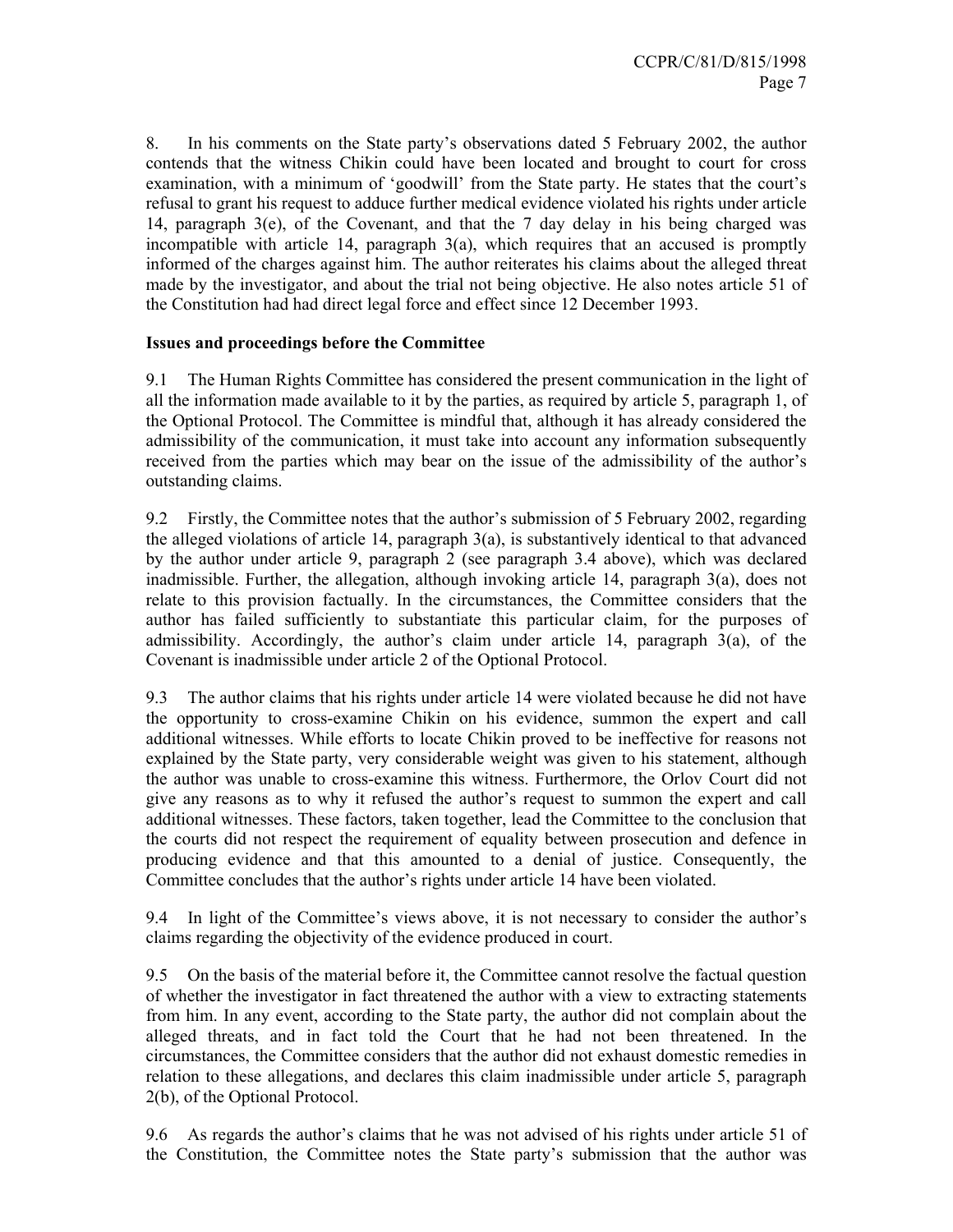8. In his comments on the State party's observations dated 5 February 2002, the author contends that the witness Chikin could have been located and brought to court for cross examination, with a minimum of 'goodwill' from the State party. He states that the court's refusal to grant his request to adduce further medical evidence violated his rights under article 14, paragraph 3(e), of the Covenant, and that the 7 day delay in his being charged was incompatible with article 14, paragraph 3(a), which requires that an accused is promptly informed of the charges against him. The author reiterates his claims about the alleged threat made by the investigator, and about the trial not being objective. He also notes article 51 of the Constitution had had direct legal force and effect since 12 December 1993.

**Issues and proceedings before the Committee**

9.1 The Human Rights Committee has considered the present communication in the light of all the information made available to it by the parties, as required by article 5, paragraph 1, of the Optional Protocol. The Committee is mindful that, although it has already considered the admissibility of the communication, it must take into account any information subsequently received from the parties which may bear on the issue of the admissibility of the author's outstanding claims.

9.2 Firstly, the Committee notes that the author's submission of 5 February 2002, regarding the alleged violations of article 14, paragraph 3(a), is substantively identical to that advanced by the author under article 9, paragraph 2 (see paragraph 3.4 above), which was declared inadmissible. Further, the allegation, although invoking article 14, paragraph 3(a), does not relate to this provision factually. In the circumstances, the Committee considers that the author has failed sufficiently to substantiate this particular claim, for the purposes of admissibility. Accordingly, the author's claim under article 14, paragraph 3(a), of the Covenant is inadmissible under article 2 of the Optional Protocol.

9.3 The author claims that his rights under article 14 were violated because he did not have the opportunity to cross-examine Chikin on his evidence, summon the expert and call additional witnesses. While efforts to locate Chikin proved to be ineffective for reasons not explained by the State party, very considerable weight was given to his statement, although the author was unable to cross-examine this witness. Furthermore, the Orlov Court did not give any reasons as to why it refused the author's request to summon the expert and call additional witnesses. These factors, taken together, lead the Committee to the conclusion that the courts did not respect the requirement of equality between prosecution and defence in producing evidence and that this amounted to a denial of justice. Consequently, the Committee concludes that the author's rights under article 14 have been violated.

9.4 In light of the Committee's views above, it is not necessary to consider the author's claims regarding the objectivity of the evidence produced in court.

9.5 On the basis of the material before it, the Committee cannot resolve the factual question of whether the investigator in fact threatened the author with a view to extracting statements from him. In any event, according to the State party, the author did not complain about the alleged threats, and in fact told the Court that he had not been threatened. In the circumstances, the Committee considers that the author did not exhaust domestic remedies in relation to these allegations, and declares this claim inadmissible under article 5, paragraph 2(b), of the Optional Protocol.

9.6 As regards the author's claims that he was not advised of his rights under article 51 of the Constitution, the Committee notes the State party's submission that the author was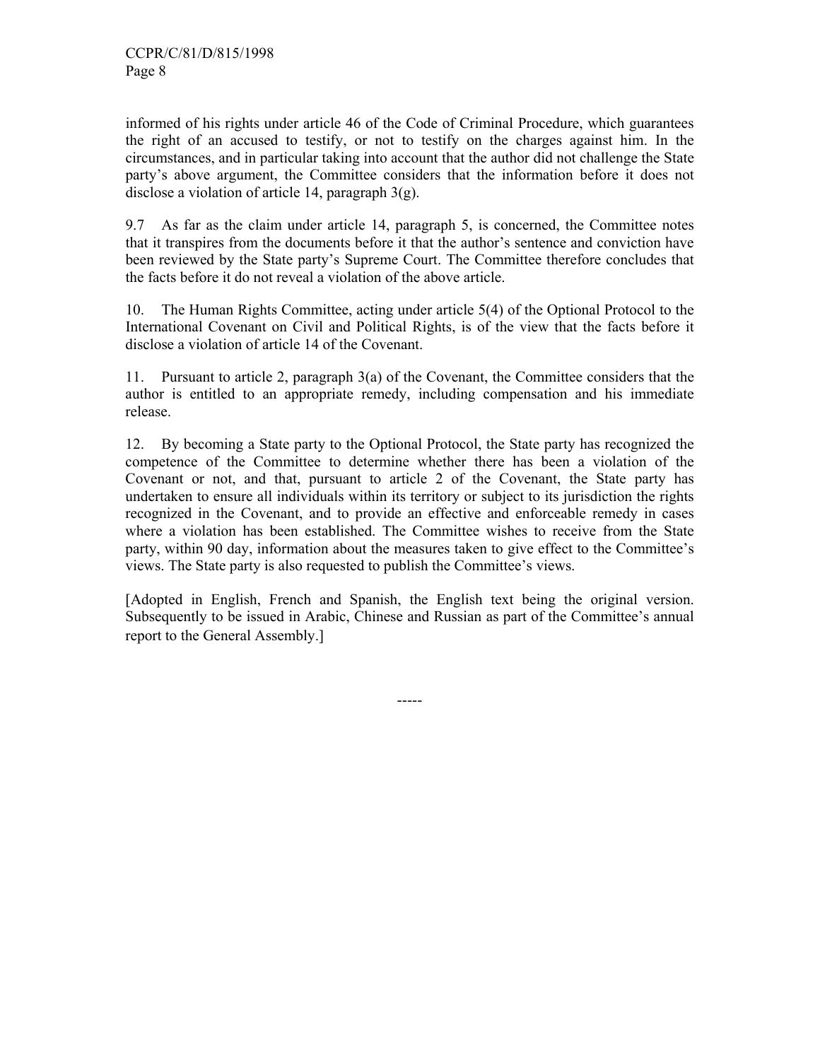informed of his rights under article 46 of the Code of Criminal Procedure, which guarantees the right of an accused to testify, or not to testify on the charges against him. In the circumstances, and in particular taking into account that the author did not challenge the State party's above argument, the Committee considers that the information before it does not disclose a violation of article 14, paragraph 3(g).

9.7 As far as the claim under article 14, paragraph 5, is concerned, the Committee notes that it transpires from the documents before it that the author's sentence and conviction have been reviewed by the State party's Supreme Court. The Committee therefore concludes that the facts before it do not reveal a violation of the above article.

10. The Human Rights Committee, acting under article 5(4) of the Optional Protocol to the International Covenant on Civil and Political Rights, is of the view that the facts before it disclose a violation of article 14 of the Covenant.

11. Pursuant to article 2, paragraph 3(a) of the Covenant, the Committee considers that the author is entitled to an appropriate remedy, including compensation and his immediate release.

12. By becoming a State party to the Optional Protocol, the State party has recognized the competence of the Committee to determine whether there has been a violation of the Covenant or not, and that, pursuant to article 2 of the Covenant, the State party has undertaken to ensure all individuals within its territory or subject to its jurisdiction the rights recognized in the Covenant, and to provide an effective and enforceable remedy in cases where a violation has been established. The Committee wishes to receive from the State party, within 90 day, information about the measures taken to give effect to the Committee's views. The State party is also requested to publish the Committee's views.

[Adopted in English, French and Spanish, the English text being the original version. Subsequently to be issued in Arabic, Chinese and Russian as part of the Committee's annual report to the General Assembly.]

-----